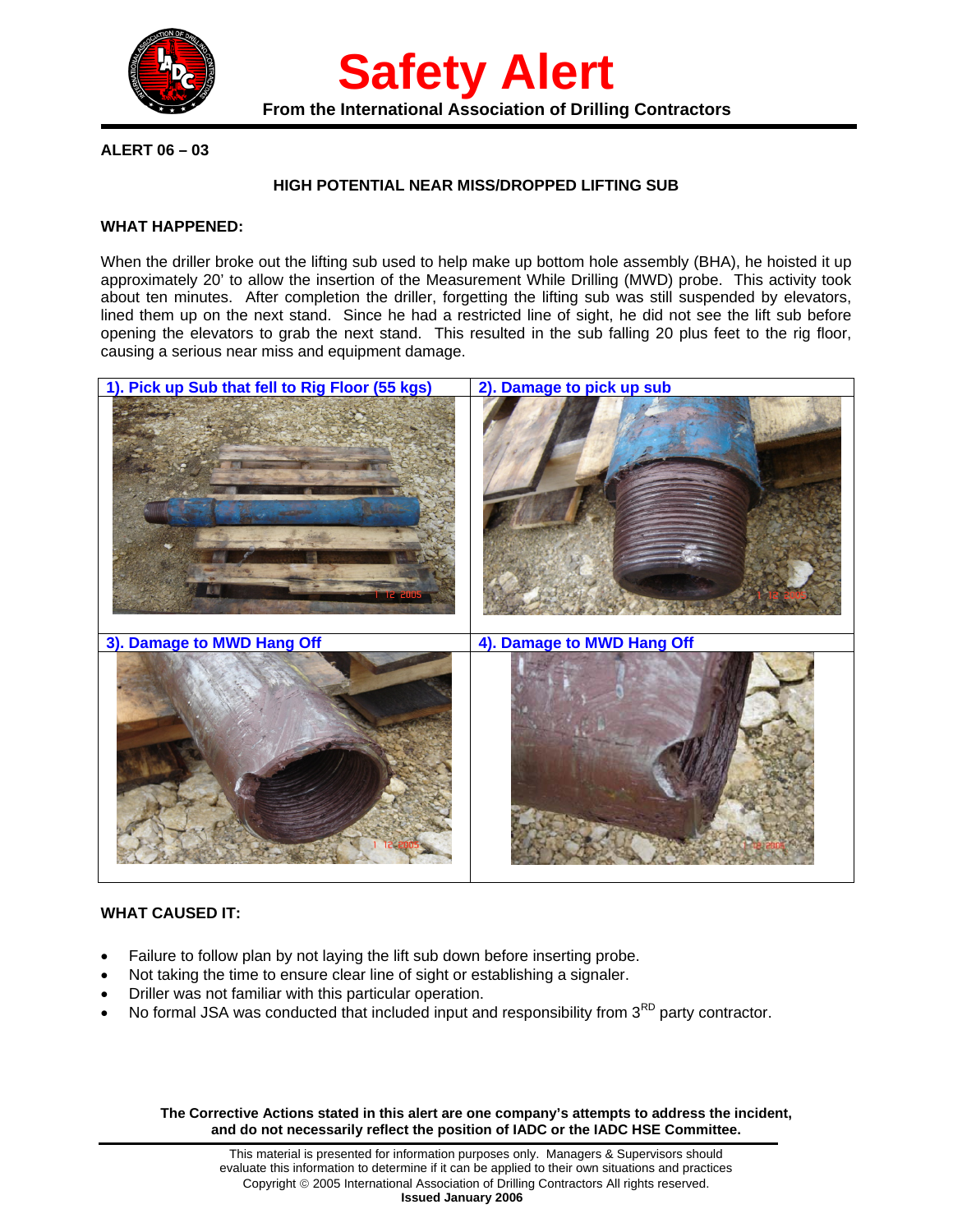# Safety Alert

**From the International Association of Drilling Contractors**

**ALERT 06 – 03**

**HIGH POTENTIAL NEAR MISS/DROPPED LIFTING SUB**

**WHAT HAPPENED:**

When the driller broke out the lifting sub used to help make up bottom hole assembly (BHA), he hoisted it up approximately 20' to allow the insertion of the Measurement While Drilling (MWD) probe. This activity took about ten minutes. After completion the driller, forgetting the lifting sub was still suspended by elevators, lined them up on the next stand. Since he had a restricted line of sight, he did not see the lift sub before opening the elevators to grab the next stand. This resulted in the sub falling 20 plus feet to the rig floor, causing a serious near miss and equipment damage.

| 1). Pick up Sub that fell to Rig Floor (55 kgs) | 2). Damage to pick up sub |
|---|---|
| 3). Damage to MWD Hang Off | 4). Damage to MWD Hang Off |

**WHAT CAUSED IT:**

- Failure to follow plan by not laying the lift sub down before inserting probe.
- Not taking the time to ensure clear line of sight or establishing a signaler.
- Driller was not familiar with this particular operation.
- No formal JSA was conducted that included input and responsibility from 3RD party contractor.

**The Corrective Actions stated in this alert are one company's attempts to address the incident, and do not necessarily reflect the position of IADC or the IADC HSE Committee.**

This material is presented for information purposes only. Managers & Supervisors should evaluate this information to determine if it can be applied to their own situations and practices
Copyright © 2005 International Association of Drilling Contractors All rights reserved.
**Issued January 2006**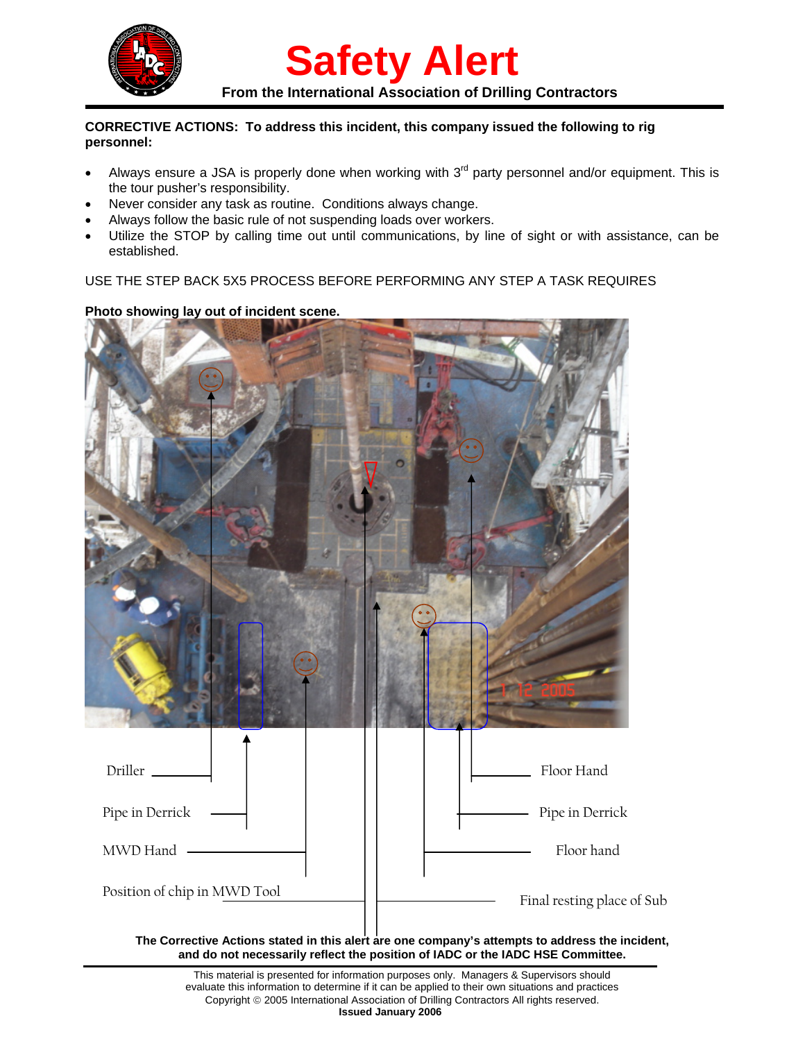# Safety Alert

**From the International Association of Drilling Contractors**

**CORRECTIVE ACTIONS: To address this incident, this company issued the following to rig personnel:**

- Always ensure a JSA is properly done when working with 3rd party personnel and/or equipment. This is the tour pusher's responsibility.
- Never consider any task as routine. Conditions always change.
- Always follow the basic rule of not suspending loads over workers.
- Utilize the STOP by calling time out until communications, by line of sight or with assistance, can be established.

USE THE STEP BACK 5X5 PROCESS BEFORE PERFORMING ANY STEP A TASK REQUIRES

**Photo showing lay out of incident scene.**

1 12 2005

Driller

Pipe in Derrick

MWD Hand

Position of chip in MWD Tool

Floor Hand

Pipe in Derrick

Floor hand

Final resting place of Sub

**The Corrective Actions stated in this alert are one company's attempts to address the incident, and do not necessarily reflect the position of IADC or the IADC HSE Committee.**

This material is presented for information purposes only. Managers & Supervisors should evaluate this information to determine if it can be applied to their own situations and practices

Copyright © 2005 International Association of Drilling Contractors All rights reserved.

**Issued January 2006**